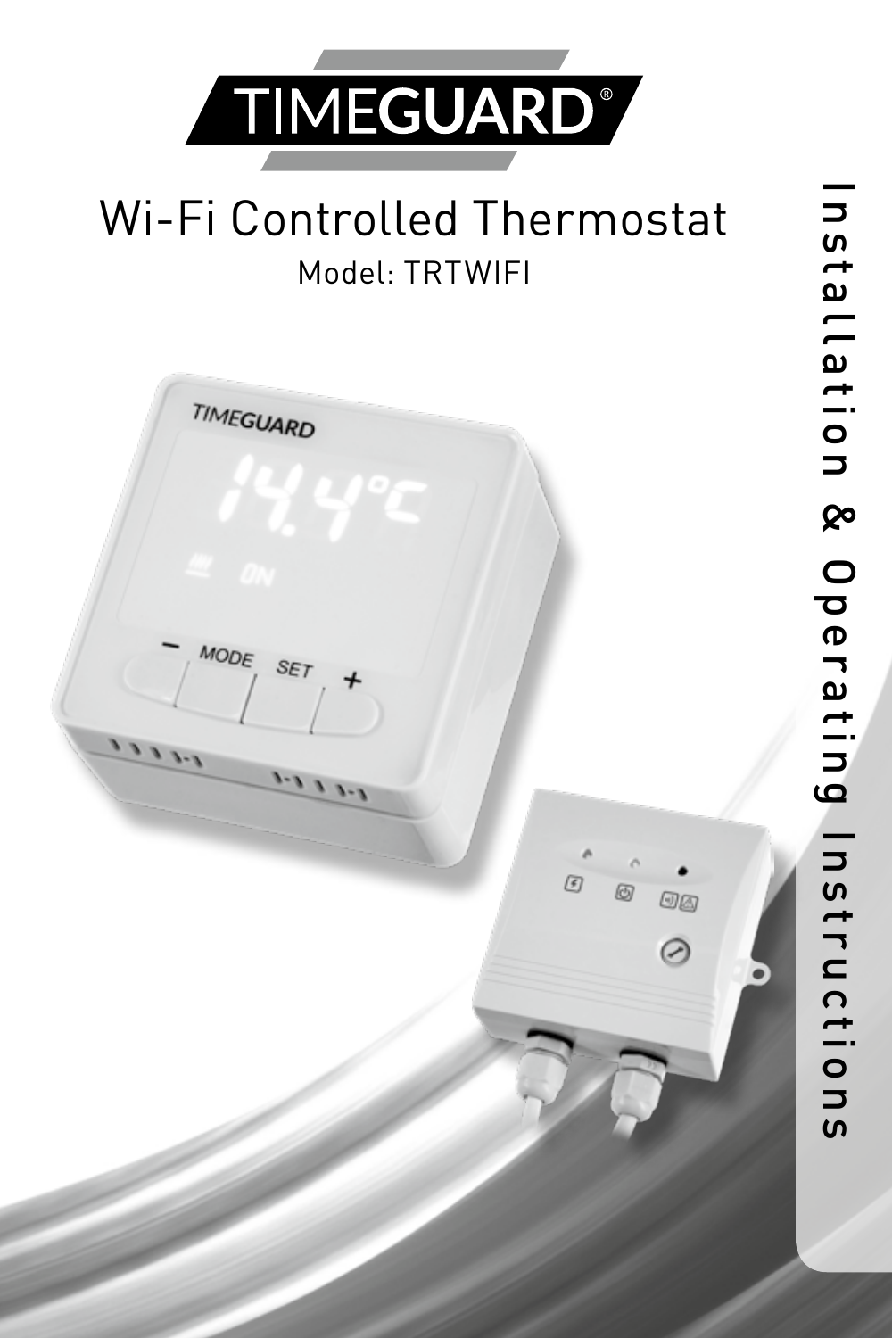# TIMEGUARD®

## Wi-Fi Controlled Thermostat

Model: TRTWIFI

Installation & Operating Instructions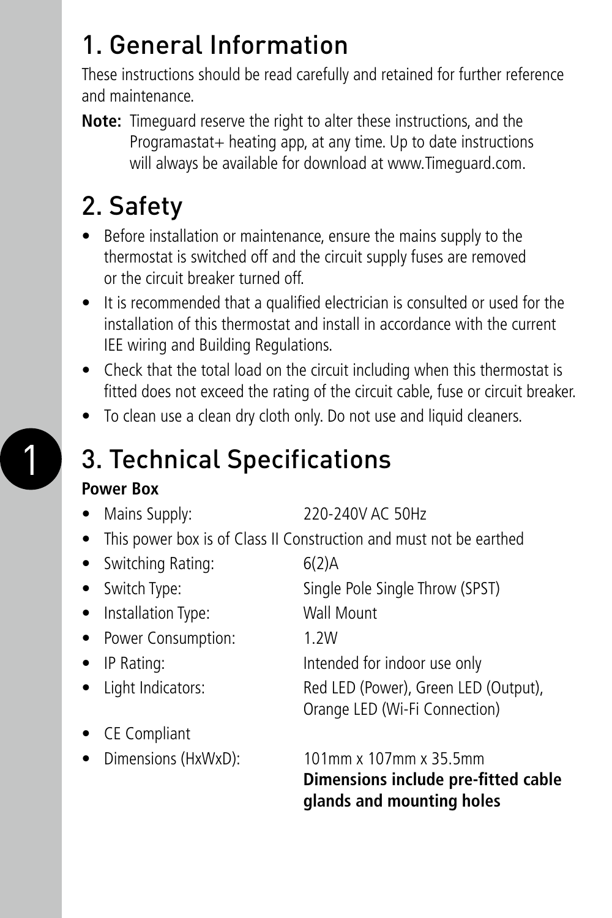# 1. General Information

These instructions should be read carefully and retained for further reference and maintenance.

**Note:** Timeguard reserve the right to alter these instructions, and the Programastat+ heating app, at any time. Up to date instructions will always be available for download at www.Timeguard.com.

# 2. Safety

- Before installation or maintenance, ensure the mains supply to the thermostat is switched off and the circuit supply fuses are removed or the circuit breaker turned off.
- It is recommended that a qualified electrician is consulted or used for the installation of this thermostat and install in accordance with the current IEE wiring and Building Regulations.
- Check that the total load on the circuit including when this thermostat is fitted does not exceed the rating of the circuit cable, fuse or circuit breaker.
- To clean use a clean dry cloth only. Do not use and liquid cleaners.

# 3. Technical Specifications

**Power Box**

- Mains Supply: 220-240V AC 50Hz
- This power box is of Class II Construction and must not be earthed
- Switching Rating: 6(2)A
- Switch Type: Single Pole Single Throw (SPST)
- Installation Type: Wall Mount
- Power Consumption: 1.2W
- IP Rating: Intended for indoor use only
- Light Indicators: Red LED (Power), Green LED (Output), Orange LED (Wi-Fi Connection)
- CE Compliant
- Dimensions (HxWxD): 101mm x 107mm x 35.5mm
  **Dimensions include pre-fitted cable glands and mounting holes**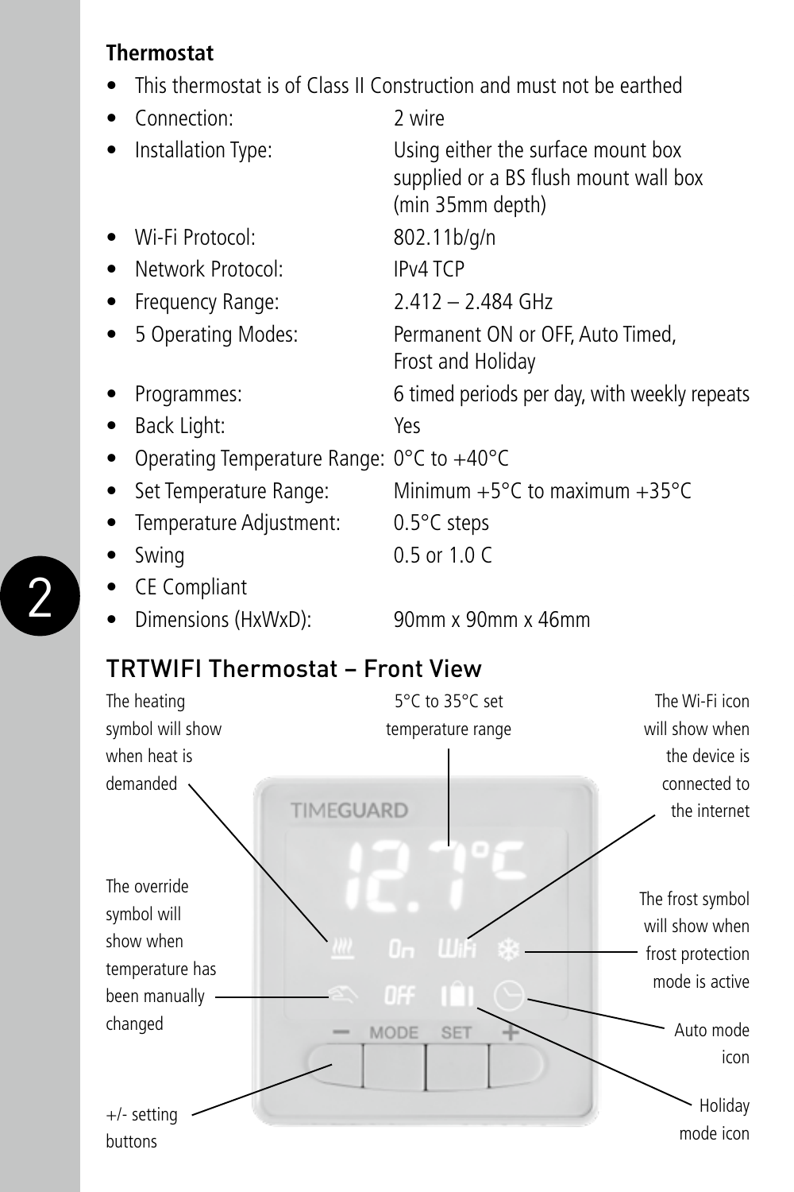**Thermostat**

- This thermostat is of Class II Construction and must not be earthed
- Connection: 2 wire
- Installation Type: Using either the surface mount box supplied or a BS flush mount wall box (min 35mm depth)
- Wi-Fi Protocol: 802.11b/g/n
- Network Protocol: IPv4 TCP
- Frequency Range: 2.412 – 2.484 GHz
- 5 Operating Modes: Permanent ON or OFF, Auto Timed, Frost and Holiday
- Programmes: 6 timed periods per day, with weekly repeats
- Back Light: Yes
- Operating Temperature Range: 0°C to +40°C
- Set Temperature Range: Minimum +5°C to maximum +35°C
- Temperature Adjustment: 0.5°C steps
- Swing 0.5 or 1.0 C
- CE Compliant
- Dimensions (HxWxD): 90mm x 90mm x 46mm

## TRTWIFI Thermostat – Front View

The heating symbol will show when heat is demanded

5°C to 35°C set temperature range

The Wi-Fi icon will show when the device is connected to the internet

The override symbol will show when temperature has been manually changed

The frost symbol will show when frost protection mode is active

Auto mode icon

+/- setting buttons

Holiday mode icon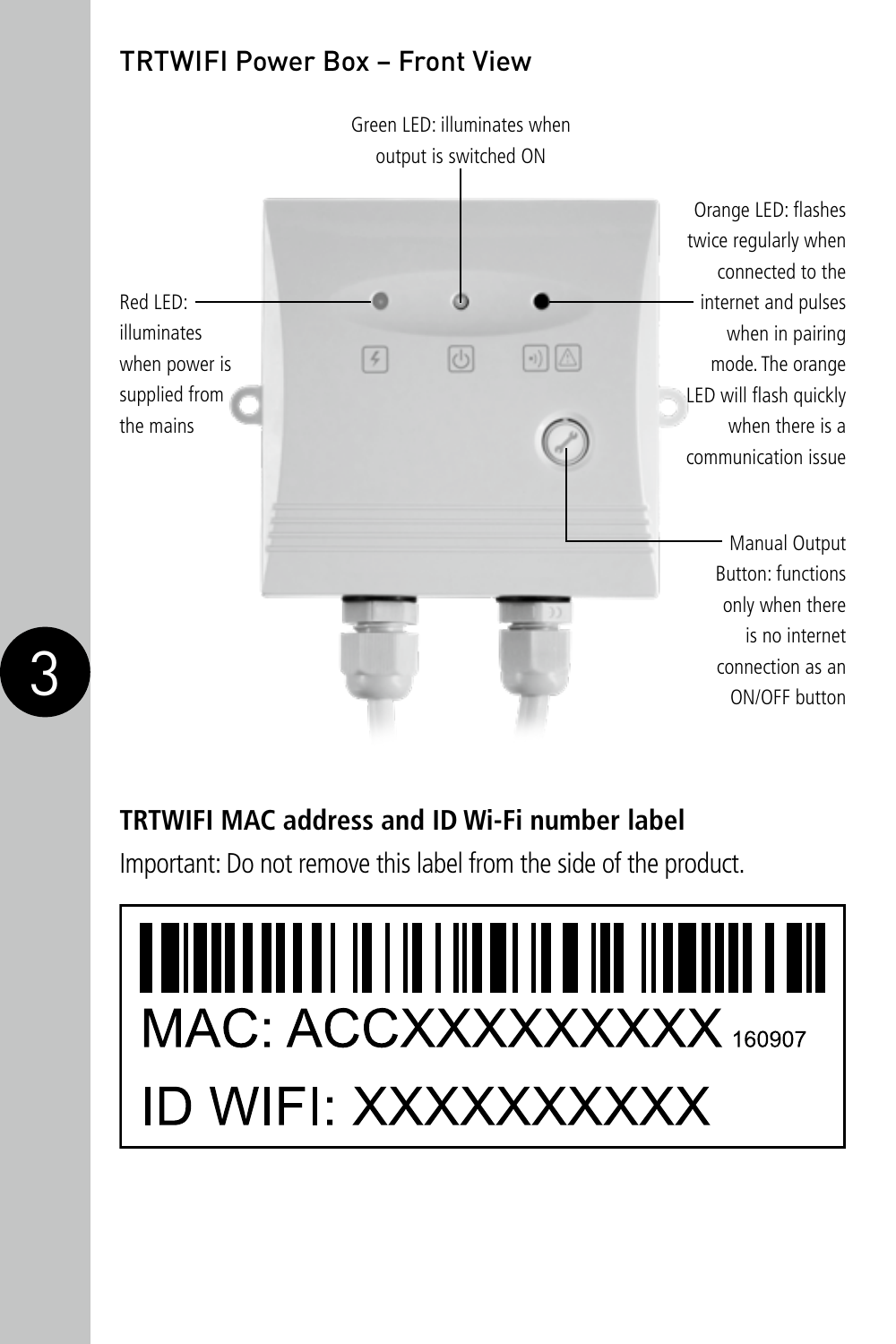## TRTWIFI Power Box – Front View

Green LED: illuminates when output is switched ON

Red LED: illuminates when power is supplied from the mains

Orange LED: flashes twice regularly when connected to the internet and pulses when in pairing mode. The orange LED will flash quickly when there is a communication issue

Manual Output Button: functions only when there is no internet connection as an ON/OFF button

### TRTWIFI MAC address and ID Wi-Fi number label

Important: Do not remove this label from the side of the product.

MAC: ACCXXXXXXXXX 160907

ID WIFI: XXXXXXXXXX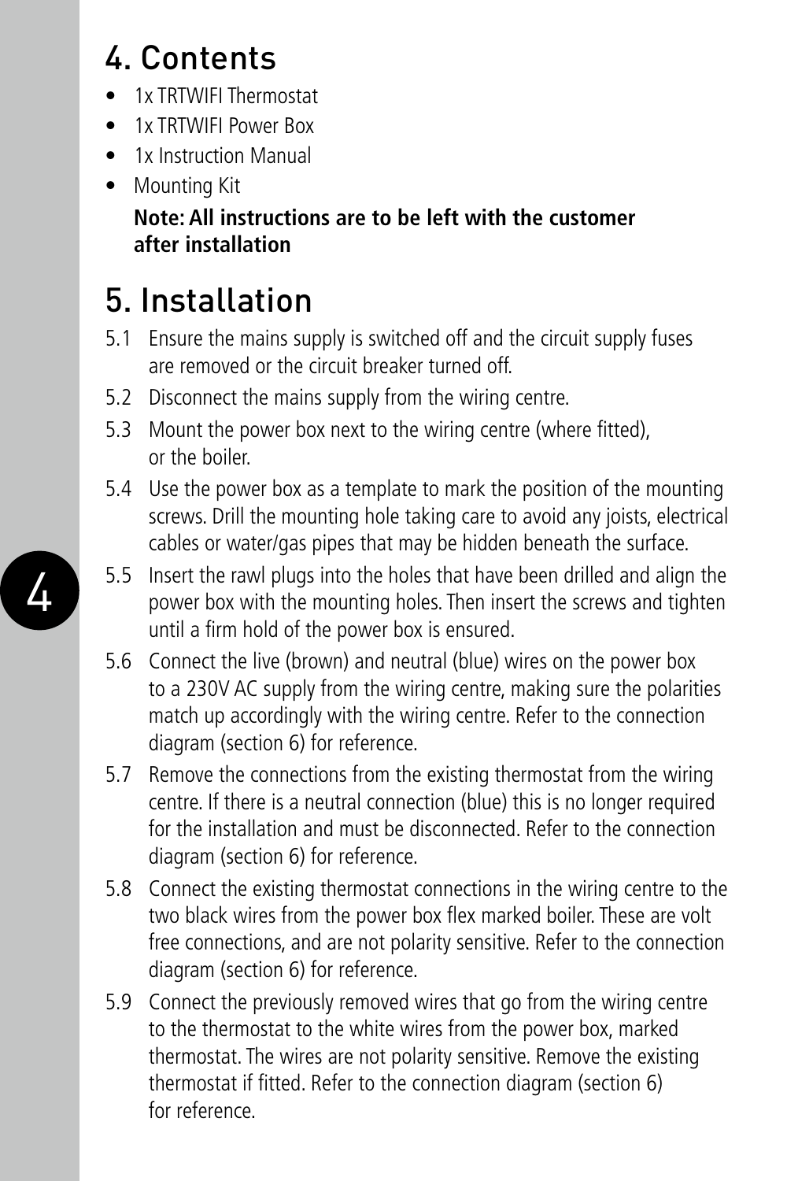## 4. Contents

- 1x TRTWIFI Thermostat
- 1x TRTWIFI Power Box
- 1x Instruction Manual
- Mounting Kit

  **Note: All instructions are to be left with the customer after installation**

## 5. Installation

5.1 Ensure the mains supply is switched off and the circuit supply fuses are removed or the circuit breaker turned off.

5.2 Disconnect the mains supply from the wiring centre.

5.3 Mount the power box next to the wiring centre (where fitted), or the boiler.

5.4 Use the power box as a template to mark the position of the mounting screws. Drill the mounting hole taking care to avoid any joists, electrical cables or water/gas pipes that may be hidden beneath the surface.

5.5 Insert the rawl plugs into the holes that have been drilled and align the power box with the mounting holes. Then insert the screws and tighten until a firm hold of the power box is ensured.

5.6 Connect the live (brown) and neutral (blue) wires on the power box to a 230V AC supply from the wiring centre, making sure the polarities match up accordingly with the wiring centre. Refer to the connection diagram (section 6) for reference.

5.7 Remove the connections from the existing thermostat from the wiring centre. If there is a neutral connection (blue) this is no longer required for the installation and must be disconnected. Refer to the connection diagram (section 6) for reference.

5.8 Connect the existing thermostat connections in the wiring centre to the two black wires from the power box flex marked boiler. These are volt free connections, and are not polarity sensitive. Refer to the connection diagram (section 6) for reference.

5.9 Connect the previously removed wires that go from the wiring centre to the thermostat to the white wires from the power box, marked thermostat. The wires are not polarity sensitive. Remove the existing thermostat if fitted. Refer to the connection diagram (section 6) for reference.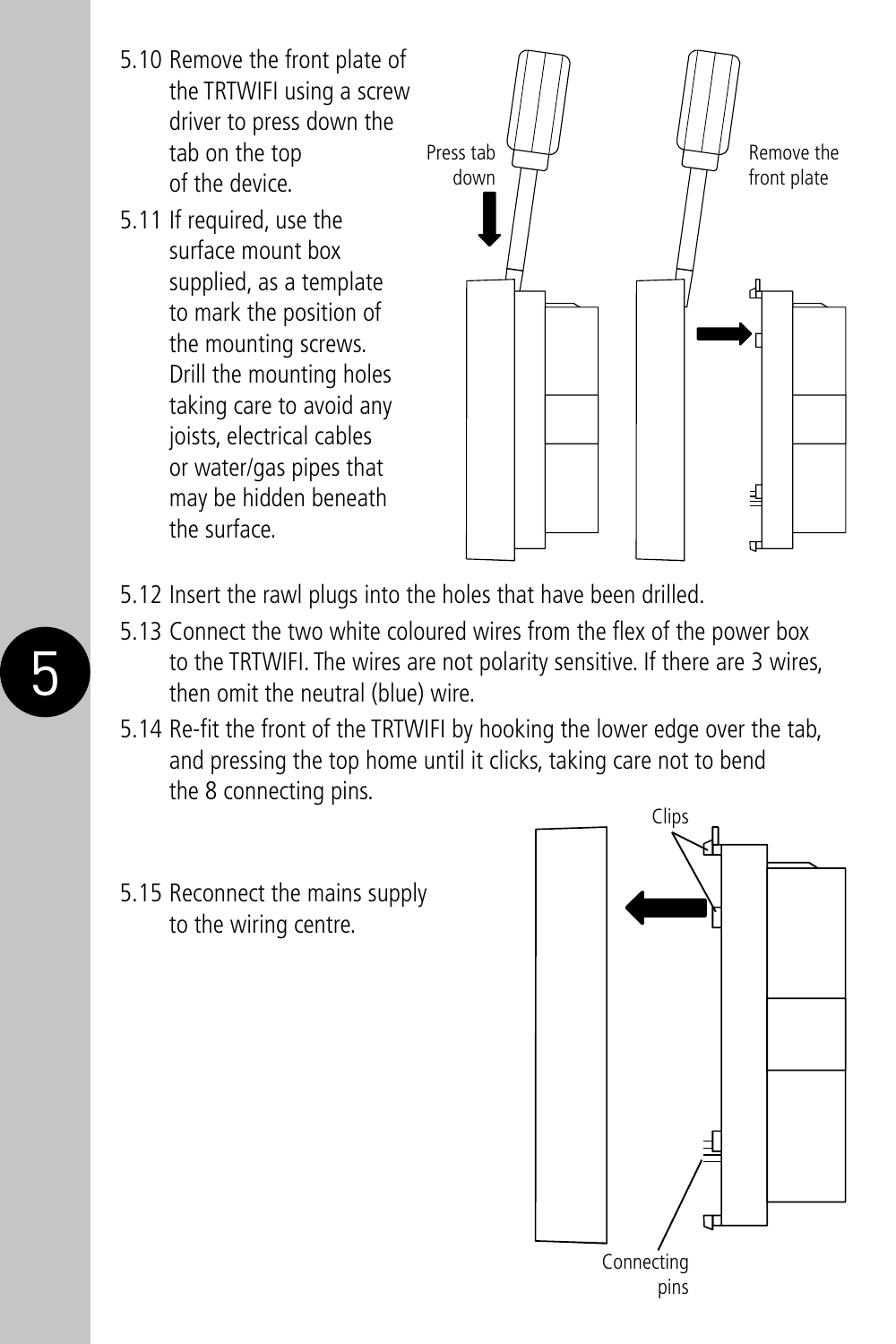5.10 Remove the front plate of the TRTWIFI using a screw driver to press down the tab on the top of the device.

5.11 If required, use the surface mount box supplied, as a template to mark the position of the mounting screws. Drill the mounting holes taking care to avoid any joists, electrical cables or water/gas pipes that may be hidden beneath the surface.

Press tab down

Remove the front plate

5.12 Insert the rawl plugs into the holes that have been drilled.

5.13 Connect the two white coloured wires from the flex of the power box to the TRTWIFI. The wires are not polarity sensitive. If there are 3 wires, then omit the neutral (blue) wire.

5.14 Re-fit the front of the TRTWIFI by hooking the lower edge over the tab, and pressing the top home until it clicks, taking care not to bend the 8 connecting pins.

5.15 Reconnect the mains supply to the wiring centre.

Clips

Connecting pins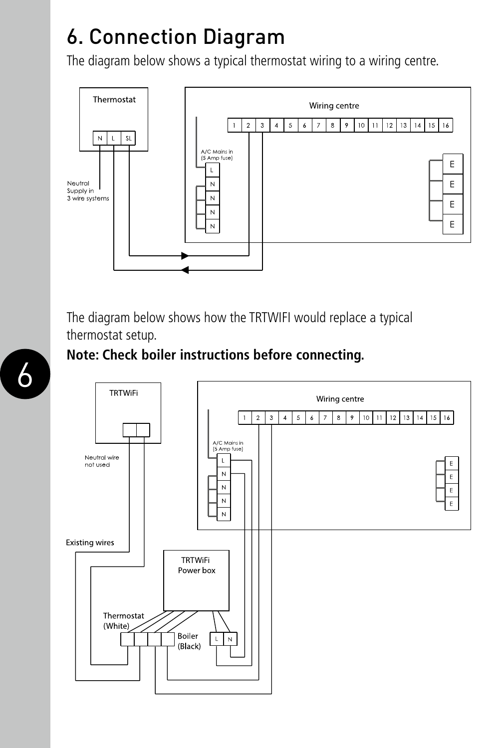# 6. Connection Diagram

The diagram below shows a typical thermostat wiring to a wiring centre.

Thermostat

N L SL

Neutral Supply in 3 wire systems

Wiring centre

1 2 3 4 5 6 7 8 9 10 11 12 13 14 15 16

A/C Mains in (5 Amp fuse)

L N N N N

E E E E

The diagram below shows how the TRTWIFI would replace a typical thermostat setup.

**Note: Check boiler instructions before connecting.**

TRTWiFi

Neutral wire not used

Existing wires

Wiring centre

1 2 3 4 5 6 7 8 9 10 11 12 13 14 15 16

A/C Mains in (5 Amp fuse)

L N N N N

E E E E

TRTWiFi Power box

Thermostat (White)

Boiler (Black)

L N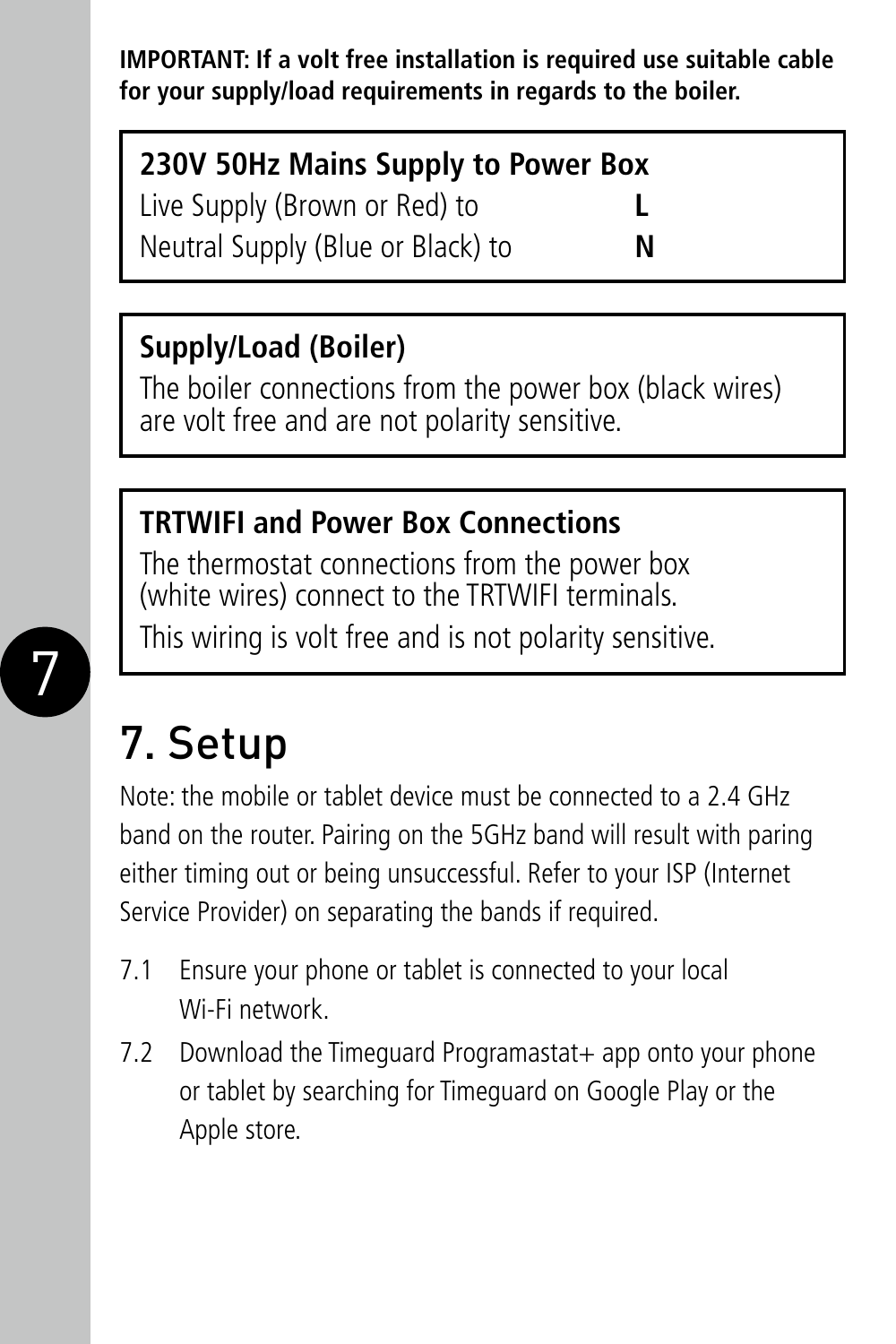**IMPORTANT: If a volt free installation is required use suitable cable for your supply/load requirements in regards to the boiler.**

**230V 50Hz Mains Supply to Power Box**

Live Supply (Brown or Red) to **L**
Neutral Supply (Blue or Black) to **N**

**Supply/Load (Boiler)**

The boiler connections from the power box (black wires) are volt free and are not polarity sensitive.

**TRTWIFI and Power Box Connections**

The thermostat connections from the power box (white wires) connect to the TRTWIFI terminals.

This wiring is volt free and is not polarity sensitive.

# 7. Setup

Note: the mobile or tablet device must be connected to a 2.4 GHz band on the router. Pairing on the 5GHz band will result with paring either timing out or being unsuccessful. Refer to your ISP (Internet Service Provider) on separating the bands if required.

7.1 Ensure your phone or tablet is connected to your local Wi-Fi network.

7.2 Download the Timeguard Programastat+ app onto your phone or tablet by searching for Timeguard on Google Play or the Apple store.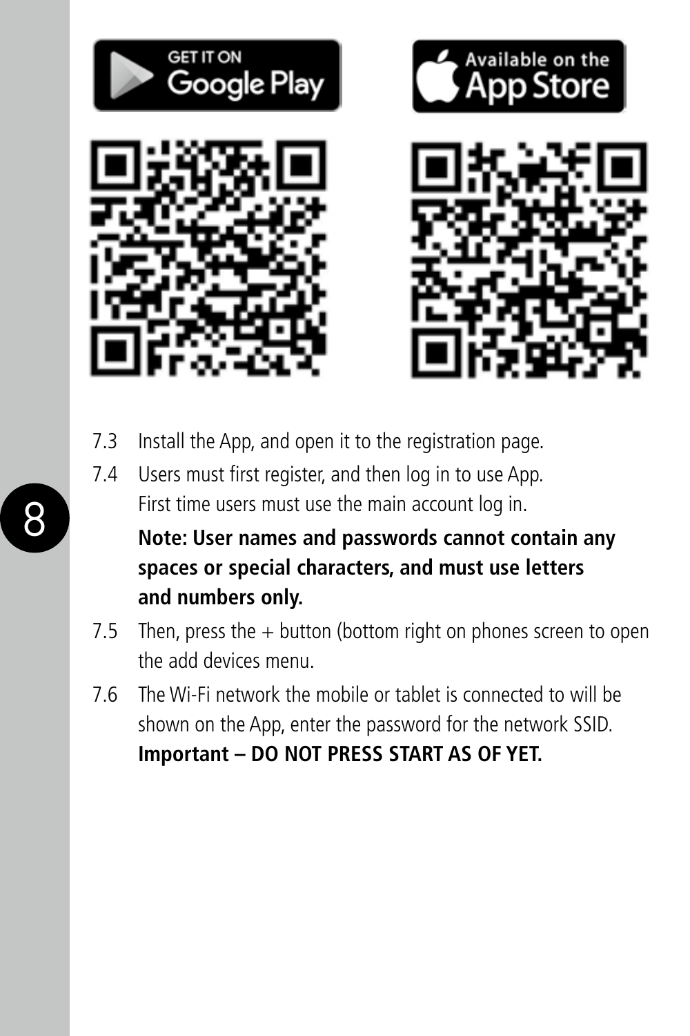7.3 Install the App, and open it to the registration page.

7.4 Users must first register, and then log in to use App.
First time users must use the main account log in.

**Note: User names and passwords cannot contain any spaces or special characters, and must use letters and numbers only.**

7.5 Then, press the + button (bottom right on phones screen to open the add devices menu.

7.6 The Wi-Fi network the mobile or tablet is connected to will be shown on the App, enter the password for the network SSID.
**Important – DO NOT PRESS START AS OF YET.**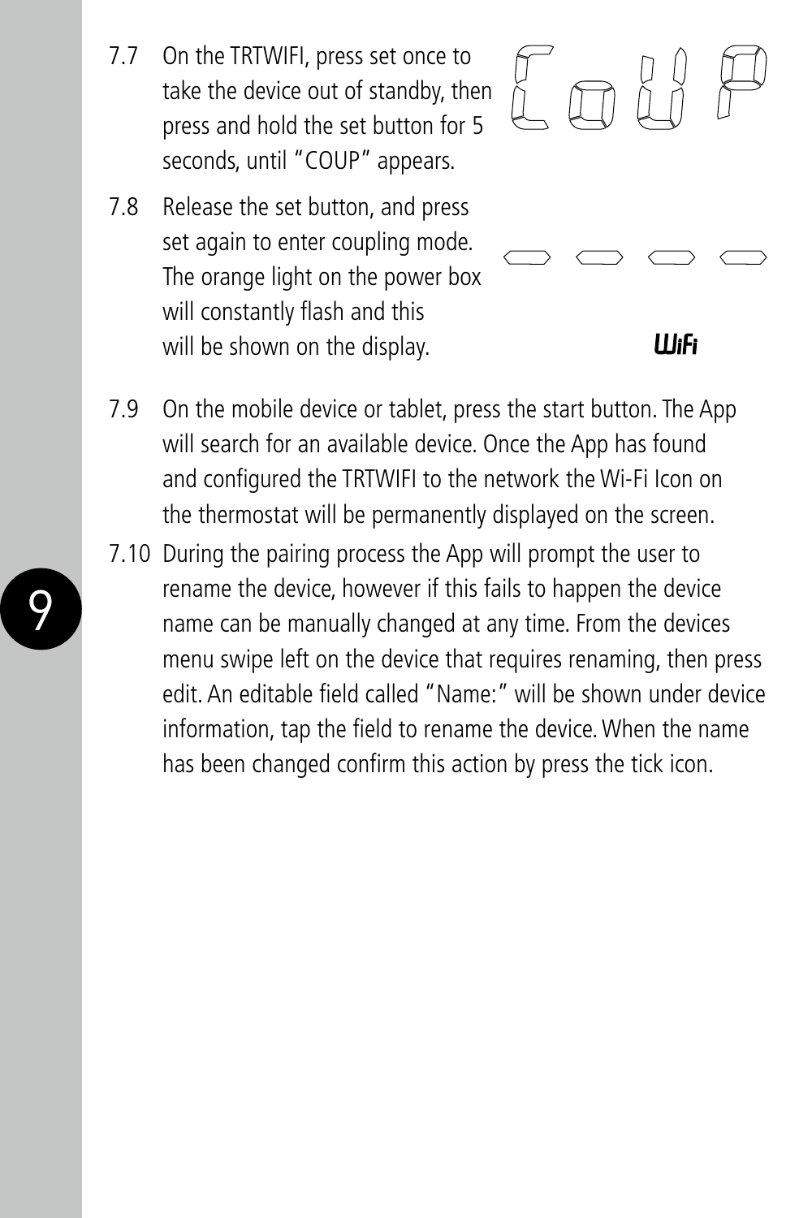7.7 On the TRTWIFI, press set once to take the device out of standby, then press and hold the set button for 5 seconds, until "COUP" appears.

7.8 Release the set button, and press set again to enter coupling mode. The orange light on the power box will constantly flash and this will be shown on the display.

7.9 On the mobile device or tablet, press the start button. The App will search for an available device. Once the App has found and configured the TRTWIFI to the network the Wi-Fi Icon on the thermostat will be permanently displayed on the screen.

7.10 During the pairing process the App will prompt the user to rename the device, however if this fails to happen the device name can be manually changed at any time. From the devices menu swipe left on the device that requires renaming, then press edit. An editable field called "Name:" will be shown under device information, tap the field to rename the device. When the name has been changed confirm this action by press the tick icon.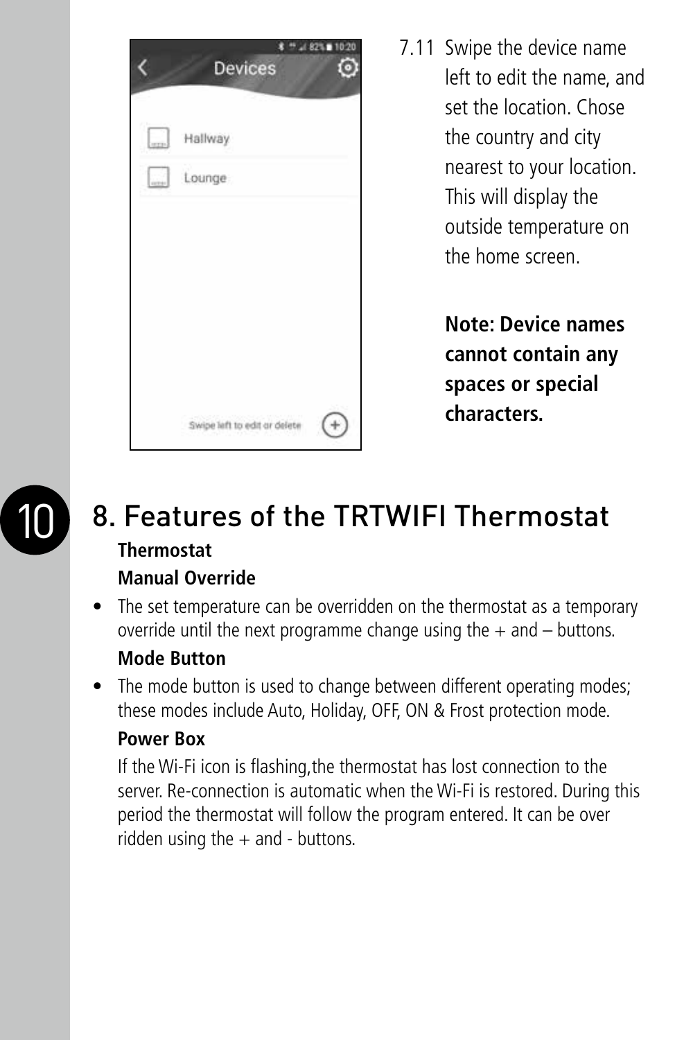7.11 Swipe the device name left to edit the name, and set the location. Chose the country and city nearest to your location. This will display the outside temperature on the home screen.

**Note: Device names cannot contain any spaces or special characters.**

# 8. Features of the TRTWIFI Thermostat

**Thermostat**

**Manual Override**

- The set temperature can be overridden on the thermostat as a temporary override until the next programme change using the + and – buttons.

**Mode Button**

- The mode button is used to change between different operating modes; these modes include Auto, Holiday, OFF, ON & Frost protection mode.

**Power Box**

If the Wi-Fi icon is flashing,the thermostat has lost connection to the server. Re-connection is automatic when the Wi-Fi is restored. During this period the thermostat will follow the program entered. It can be over ridden using the + and - buttons.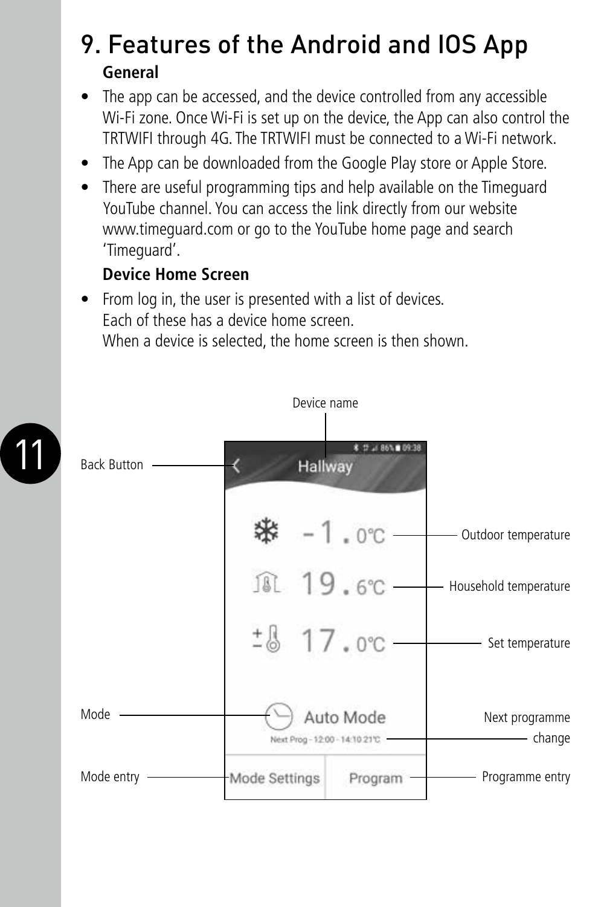# 9. Features of the Android and IOS App

**General**

- The app can be accessed, and the device controlled from any accessible Wi-Fi zone. Once Wi-Fi is set up on the device, the App can also control the TRTWIFI through 4G. The TRTWIFI must be connected to a Wi-Fi network.
- The App can be downloaded from the Google Play store or Apple Store.
- There are useful programming tips and help available on the Timeguard YouTube channel. You can access the link directly from our website www.timeguard.com or go to the YouTube home page and search 'Timeguard'.

**Device Home Screen**

- From log in, the user is presented with a list of devices. Each of these has a device home screen. When a device is selected, the home screen is then shown.

Device name

Back Button

Outdoor temperature

Household temperature

Set temperature

Mode

Next programme change

Mode entry

Programme entry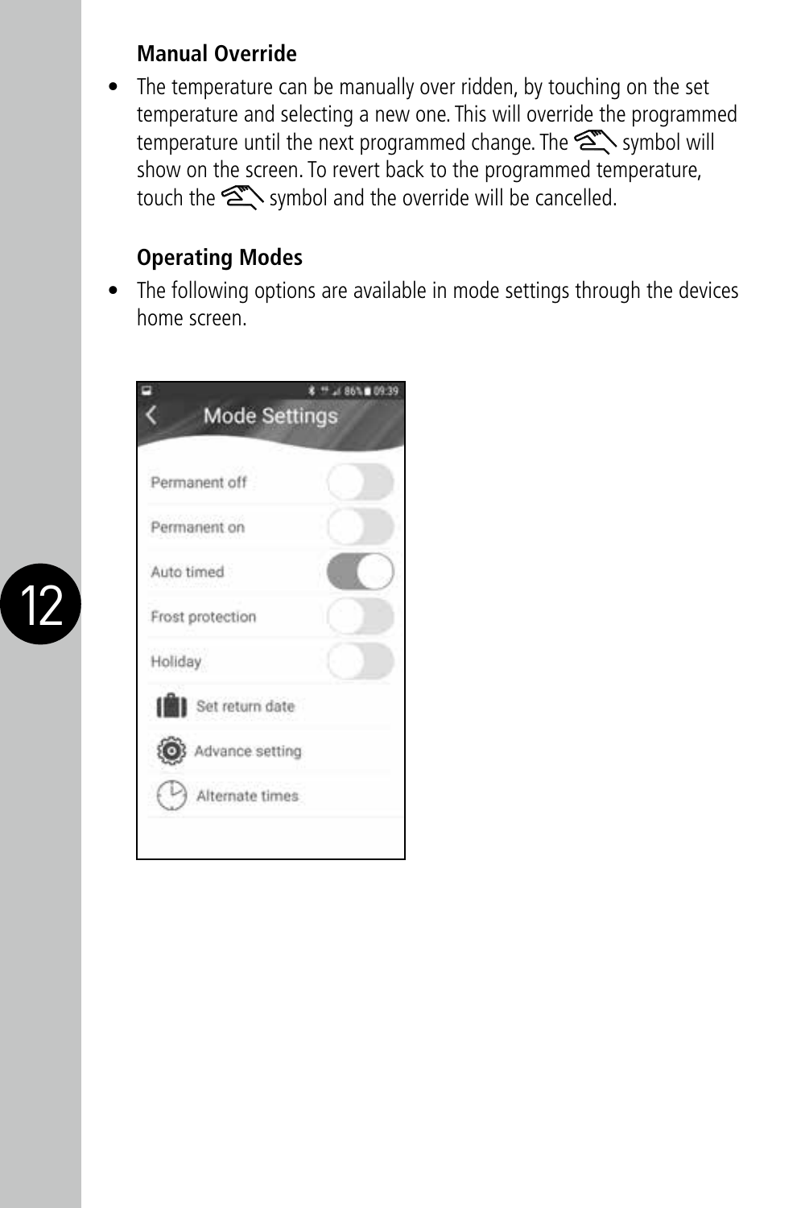**Manual Override**

- The temperature can be manually over ridden, by touching on the set temperature and selecting a new one. This will override the programmed temperature until the next programmed change. The symbol will show on the screen. To revert back to the programmed temperature, touch the symbol and the override will be cancelled.

**Operating Modes**

- The following options are available in mode settings through the devices home screen.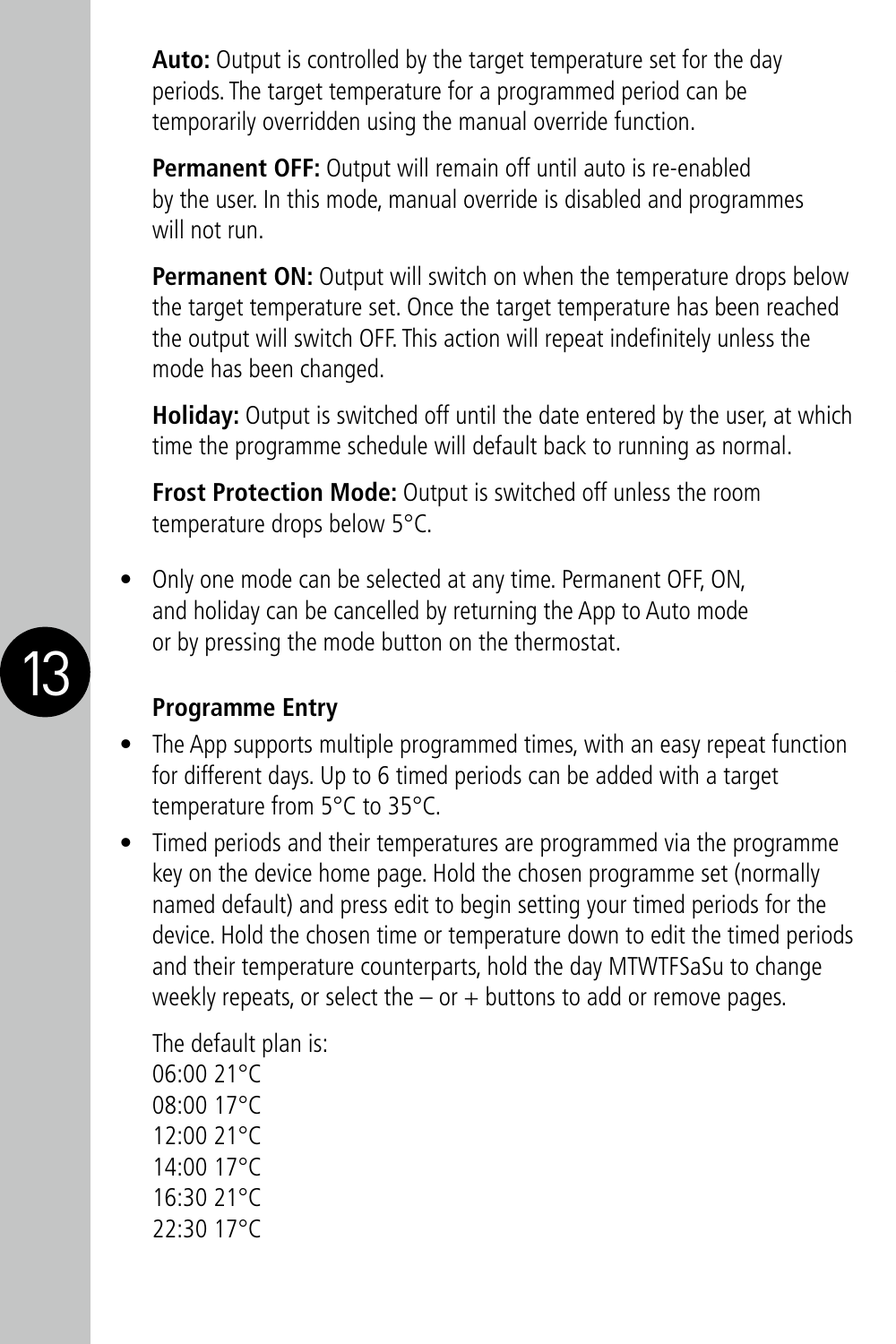**Auto:** Output is controlled by the target temperature set for the day periods. The target temperature for a programmed period can be temporarily overridden using the manual override function.

**Permanent OFF:** Output will remain off until auto is re-enabled by the user. In this mode, manual override is disabled and programmes will not run.

**Permanent ON:** Output will switch on when the temperature drops below the target temperature set. Once the target temperature has been reached the output will switch OFF. This action will repeat indefinitely unless the mode has been changed.

**Holiday:** Output is switched off until the date entered by the user, at which time the programme schedule will default back to running as normal.

**Frost Protection Mode:** Output is switched off unless the room temperature drops below 5°C.

- Only one mode can be selected at any time. Permanent OFF, ON, and holiday can be cancelled by returning the App to Auto mode or by pressing the mode button on the thermostat.

**Programme Entry**

- The App supports multiple programmed times, with an easy repeat function for different days. Up to 6 timed periods can be added with a target temperature from 5°C to 35°C.
- Timed periods and their temperatures are programmed via the programme key on the device home page. Hold the chosen programme set (normally named default) and press edit to begin setting your timed periods for the device. Hold the chosen time or temperature down to edit the timed periods and their temperature counterparts, hold the day MTWTFSaSu to change weekly repeats, or select the – or + buttons to add or remove pages.

The default plan is:
06:00 21°C
08:00 17°C
12:00 21°C
14:00 17°C
16:30 21°C
22:30 17°C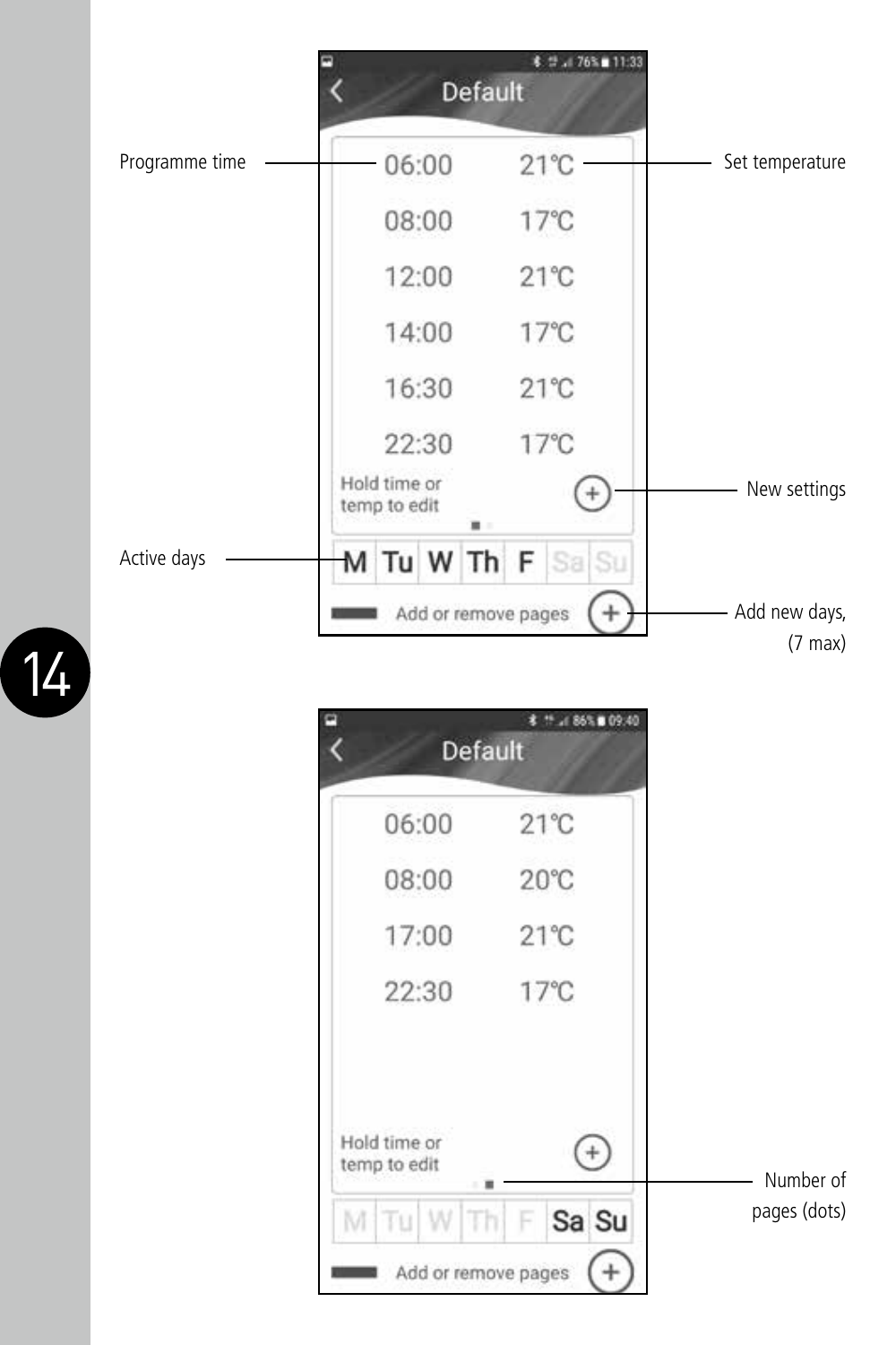Programme time

Set temperature

| Time | Temperature |
| --- | --- |
| 06:00 | 21°C |
| 08:00 | 17°C |
| 12:00 | 21°C |
| 14:00 | 17°C |
| 16:30 | 21°C |
| 22:30 | 17°C |

Hold time or temp to edit

New settings

Active days

M Tu W Th F Sa Su

Add or remove pages

Add new days, (7 max)

| Time | Temperature |
| --- | --- |
| 06:00 | 21°C |
| 08:00 | 20°C |
| 17:00 | 21°C |
| 22:30 | 17°C |

Hold time or temp to edit

Number of pages (dots)

M Tu W Th F Sa Su

Add or remove pages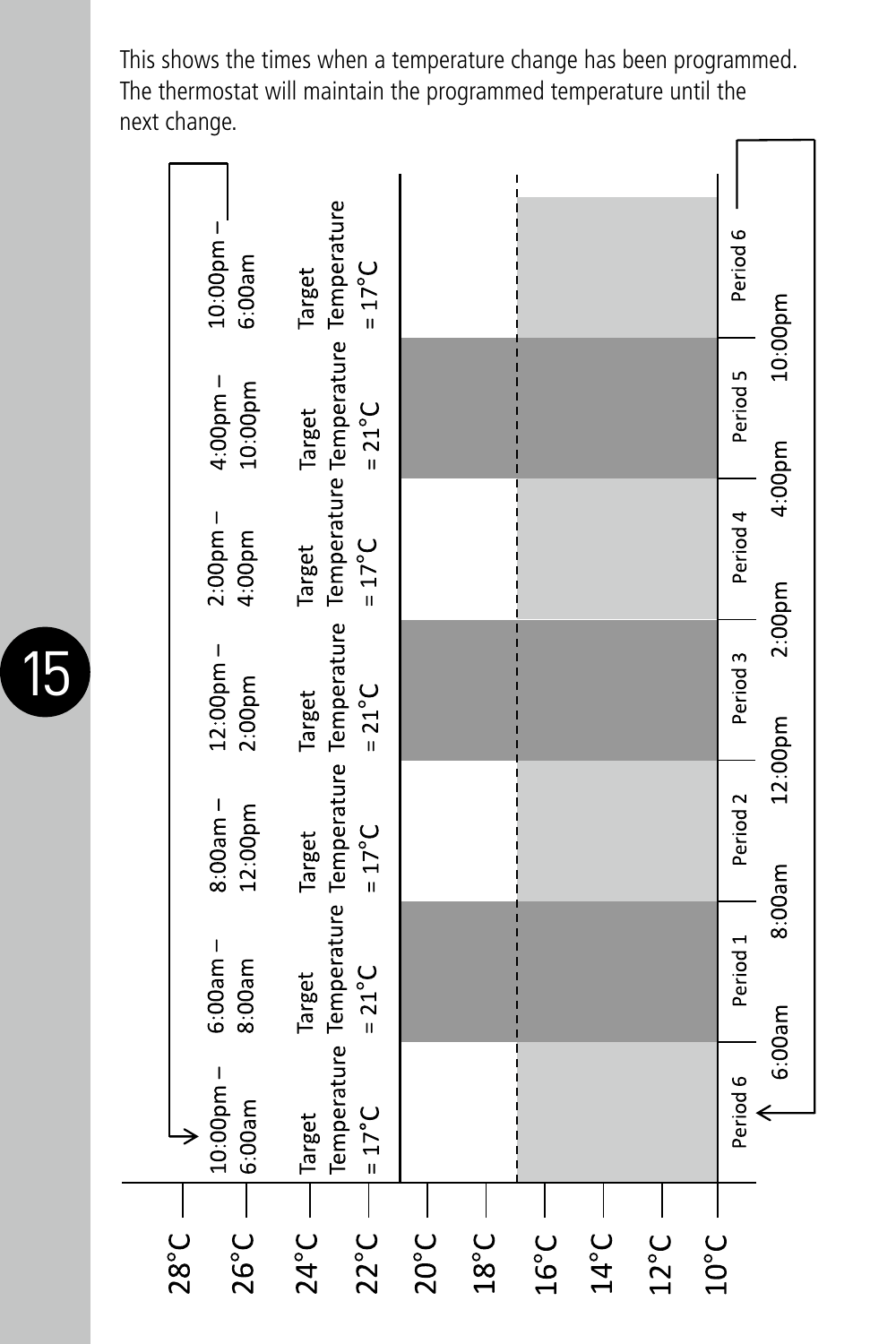This shows the times when a temperature change has been programmed. The thermostat will maintain the programmed temperature until the next change.

| Period | Time | Target Temperature |
|---|---|---|
| Period 6 | 10:00pm – 6:00am | 17°C |
| Period 1 | 6:00am – 8:00am | 21°C |
| Period 2 | 8:00am – 12:00pm | 17°C |
| Period 3 | 12:00pm – 2:00pm | 21°C |
| Period 4 | 2:00pm – 4:00pm | 17°C |
| Period 5 | 4:00pm – 10:00pm | 21°C |
| Period 6 | 10:00pm – 6:00am | 17°C |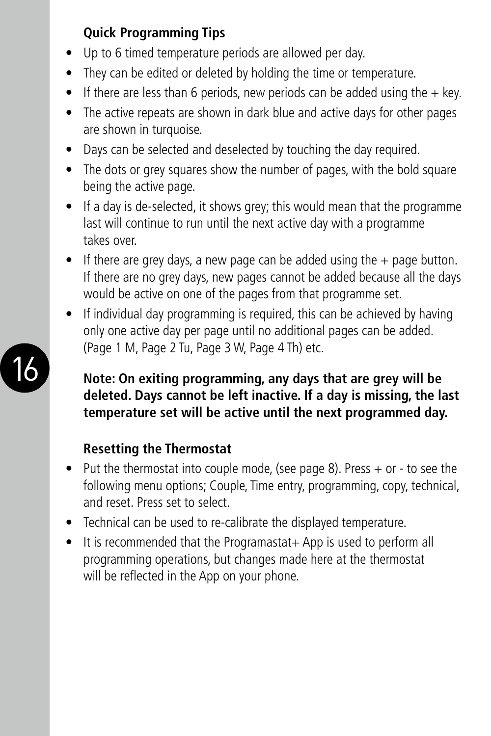### Quick Programming Tips

- Up to 6 timed temperature periods are allowed per day.
- They can be edited or deleted by holding the time or temperature.
- If there are less than 6 periods, new periods can be added using the + key.
- The active repeats are shown in dark blue and active days for other pages are shown in turquoise.
- Days can be selected and deselected by touching the day required.
- The dots or grey squares show the number of pages, with the bold square being the active page.
- If a day is de-selected, it shows grey; this would mean that the programme last will continue to run until the next active day with a programme takes over.
- If there are grey days, a new page can be added using the + page button. If there are no grey days, new pages cannot be added because all the days would be active on one of the pages from that programme set.
- If individual day programming is required, this can be achieved by having only one active day per page until no additional pages can be added. (Page 1 M, Page 2 Tu, Page 3 W, Page 4 Th) etc.

**Note: On exiting programming, any days that are grey will be deleted. Days cannot be left inactive. If a day is missing, the last temperature set will be active until the next programmed day.**

### Resetting the Thermostat

- Put the thermostat into couple mode, (see page 8). Press + or - to see the following menu options; Couple, Time entry, programming, copy, technical, and reset. Press set to select.
- Technical can be used to re-calibrate the displayed temperature.
- It is recommended that the Programastat+ App is used to perform all programming operations, but changes made here at the thermostat will be reflected in the App on your phone.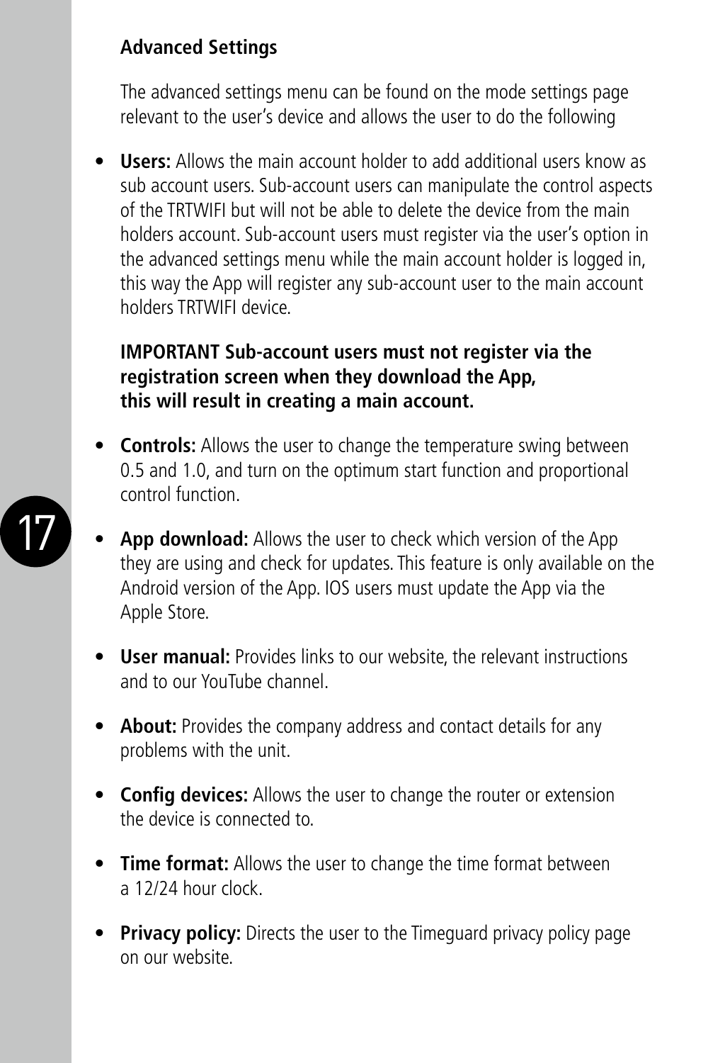**Advanced Settings**

The advanced settings menu can be found on the mode settings page relevant to the user's device and allows the user to do the following

- **Users:** Allows the main account holder to add additional users know as sub account users. Sub-account users can manipulate the control aspects of the TRTWIFI but will not be able to delete the device from the main holders account. Sub-account users must register via the user's option in the advanced settings menu while the main account holder is logged in, this way the App will register any sub-account user to the main account holders TRTWIFI device.

  **IMPORTANT Sub-account users must not register via the registration screen when they download the App, this will result in creating a main account.**

- **Controls:** Allows the user to change the temperature swing between 0.5 and 1.0, and turn on the optimum start function and proportional control function.

- **App download:** Allows the user to check which version of the App they are using and check for updates. This feature is only available on the Android version of the App. IOS users must update the App via the Apple Store.

- **User manual:** Provides links to our website, the relevant instructions and to our YouTube channel.

- **About:** Provides the company address and contact details for any problems with the unit.

- **Config devices:** Allows the user to change the router or extension the device is connected to.

- **Time format:** Allows the user to change the time format between a 12/24 hour clock.

- **Privacy policy:** Directs the user to the Timeguard privacy policy page on our website.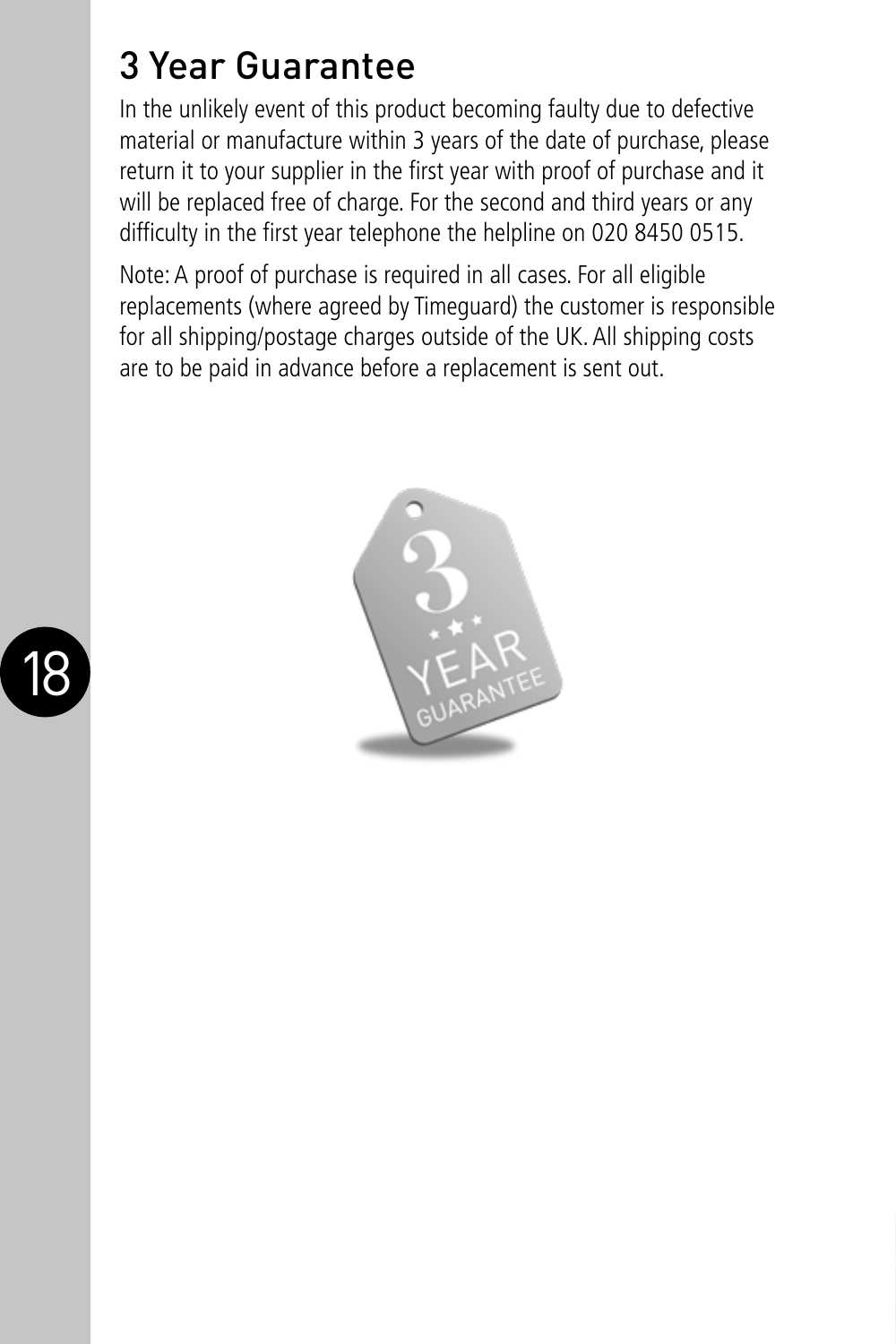## 3 Year Guarantee

In the unlikely event of this product becoming faulty due to defective material or manufacture within 3 years of the date of purchase, please return it to your supplier in the first year with proof of purchase and it will be replaced free of charge. For the second and third years or any difficulty in the first year telephone the helpline on 020 8450 0515.

Note: A proof of purchase is required in all cases. For all eligible replacements (where agreed by Timeguard) the customer is responsible for all shipping/postage charges outside of the UK. All shipping costs are to be paid in advance before a replacement is sent out.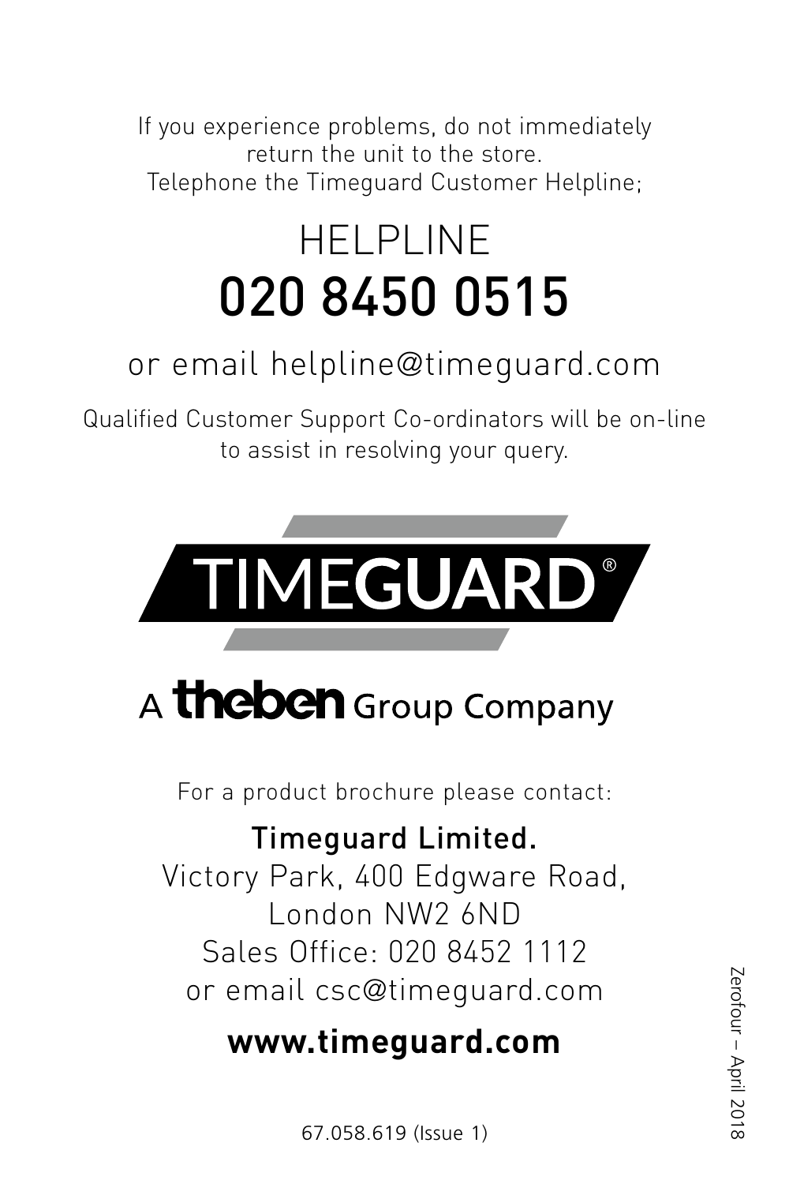If you experience problems, do not immediately return the unit to the store.
Telephone the Timeguard Customer Helpline;

# HELPLINE
# 020 8450 0515

or email helpline@timeguard.com

Qualified Customer Support Co-ordinators will be on-line to assist in resolving your query.

TIMEGUARD®

A theben Group Company

For a product brochure please contact:

**Timeguard Limited.**
Victory Park, 400 Edgware Road,
London NW2 6ND
Sales Office: 020 8452 1112
or email csc@timeguard.com

**www.timeguard.com**

67.058.619 (Issue 1)

Zerofour – April 2018